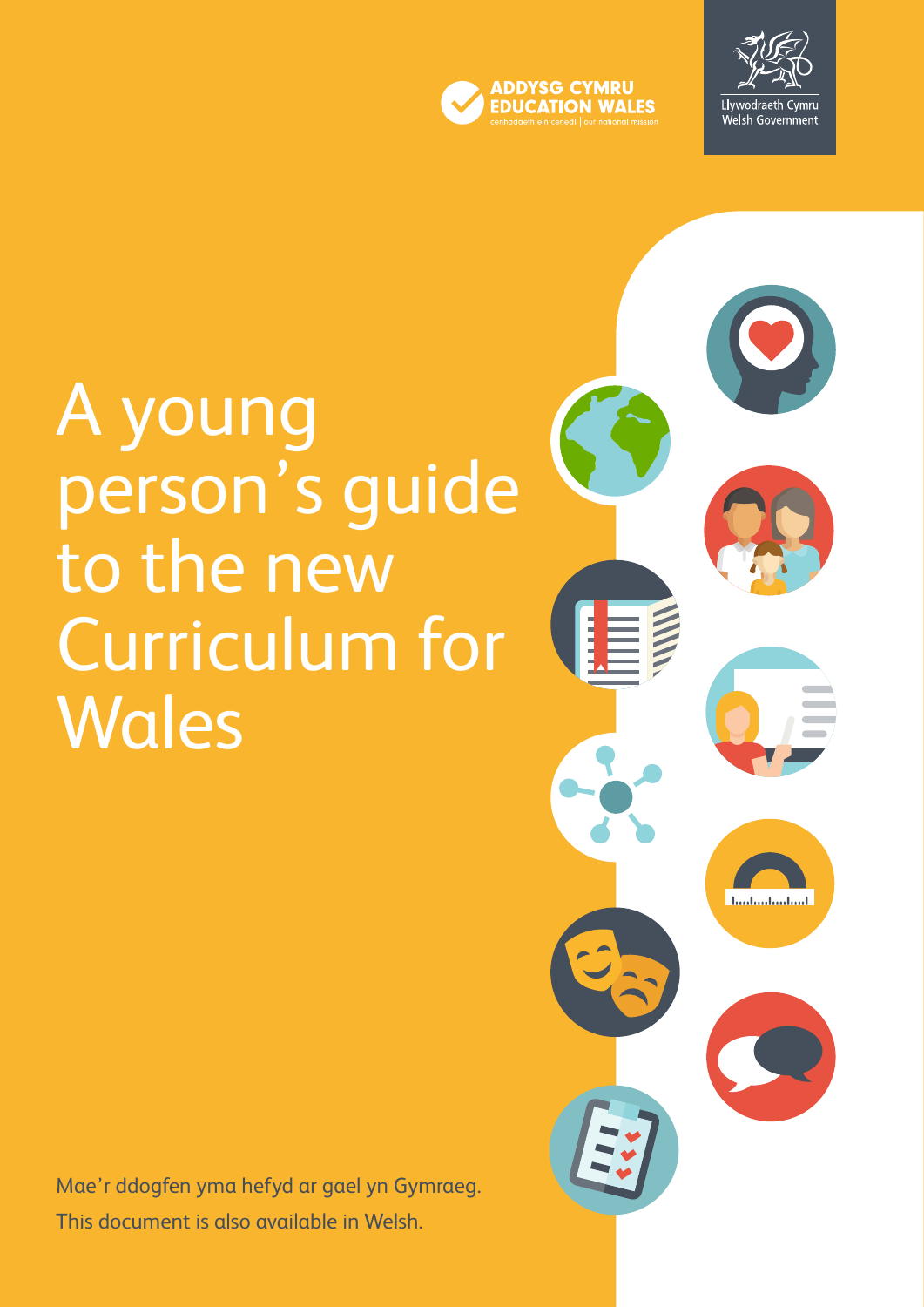ADDYSG CYMRU
EDUCATION WALES
cenhadaeth ein cenedl | our national mission

Llywodraeth Cymru
Welsh Government

# A young person's guide to the new Curriculum for Wales

Mae'r ddogfen yma hefyd ar gael yn Gymraeg.
This document is also available in Welsh.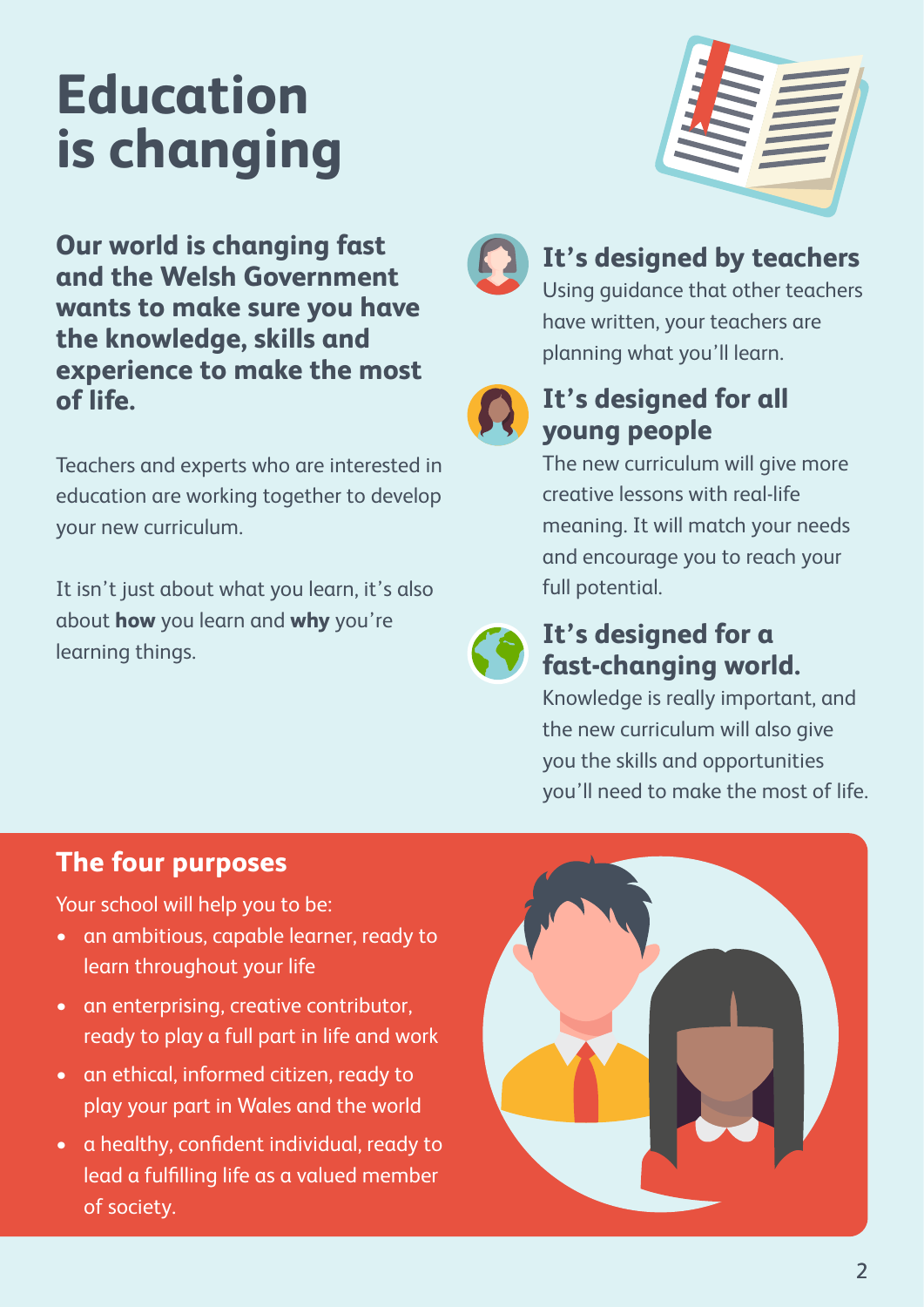# Education is changing

**Our world is changing fast and the Welsh Government wants to make sure you have the knowledge, skills and experience to make the most of life.**

Teachers and experts who are interested in education are working together to develop your new curriculum.

It isn't just about what you learn, it's also about **how** you learn and **why** you're learning things.

### It's designed by teachers

Using guidance that other teachers have written, your teachers are planning what you'll learn.

### It's designed for all young people

The new curriculum will give more creative lessons with real-life meaning. It will match your needs and encourage you to reach your full potential.

### It's designed for a fast-changing world.

Knowledge is really important, and the new curriculum will also give you the skills and opportunities you'll need to make the most of life.

## The four purposes

Your school will help you to be:

- an ambitious, capable learner, ready to learn throughout your life
- an enterprising, creative contributor, ready to play a full part in life and work
- an ethical, informed citizen, ready to play your part in Wales and the world
- a healthy, confident individual, ready to lead a fulfilling life as a valued member of society.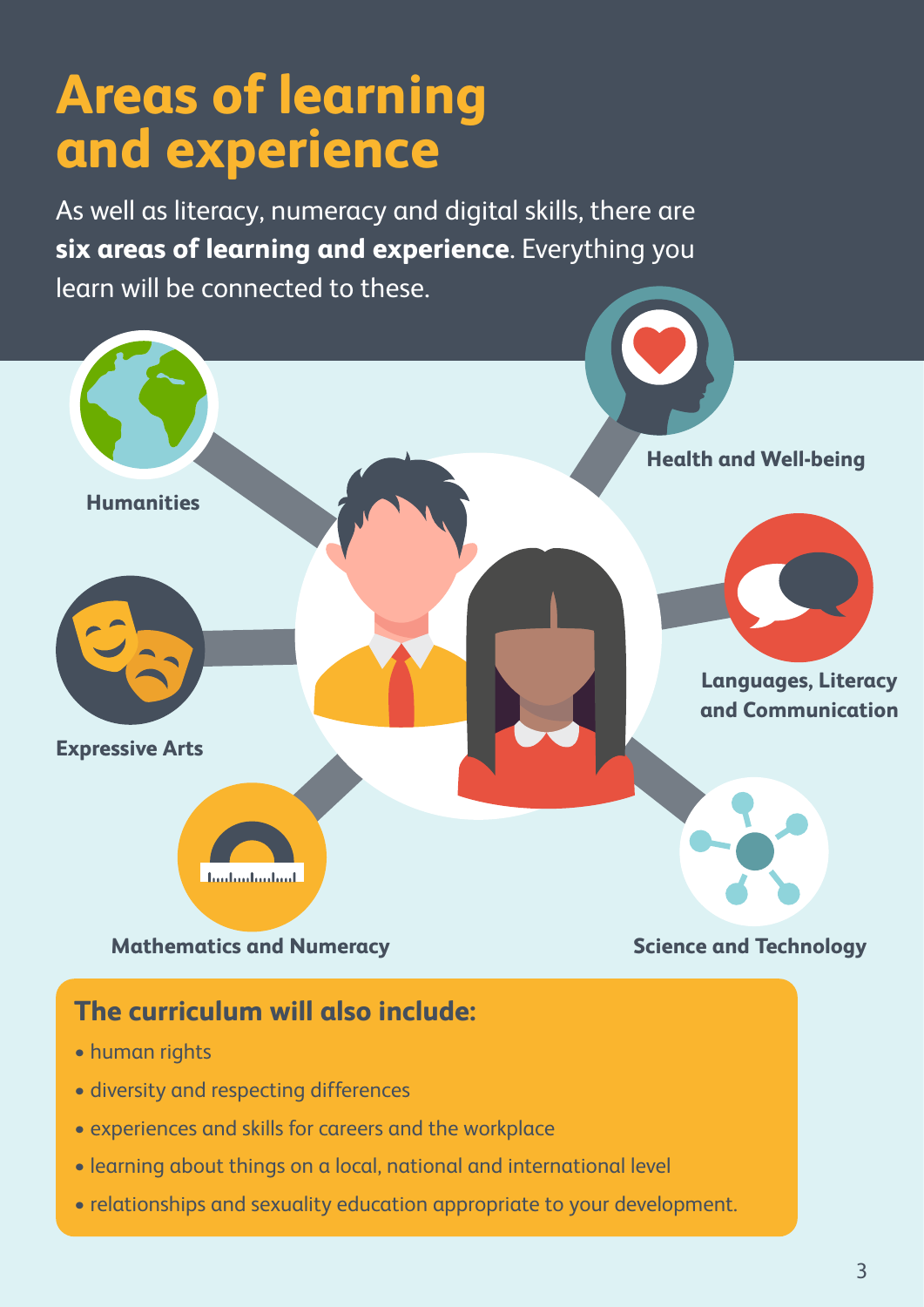# Areas of learning and experience

As well as literacy, numeracy and digital skills, there are **six areas of learning and experience**. Everything you learn will be connected to these.

- Humanities
- Health and Well-being
- Expressive Arts
- Languages, Literacy and Communication
- Mathematics and Numeracy
- Science and Technology

## The curriculum will also include:

- human rights
- diversity and respecting differences
- experiences and skills for careers and the workplace
- learning about things on a local, national and international level
- relationships and sexuality education appropriate to your development.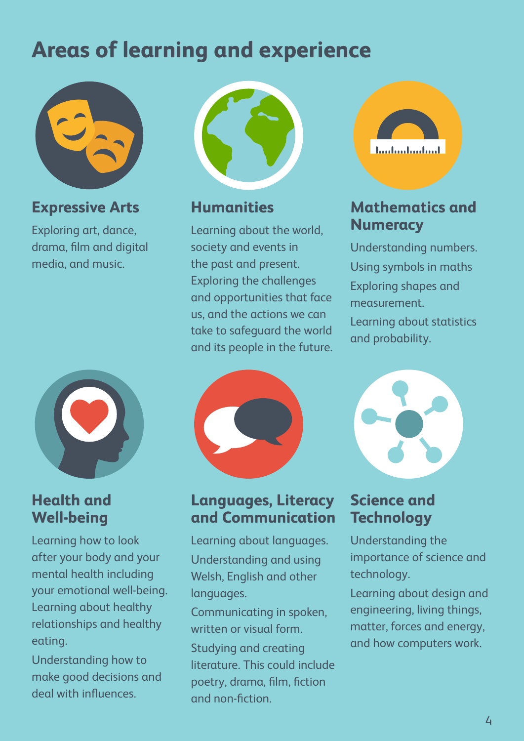# Areas of learning and experience

## Expressive Arts

Exploring art, dance, drama, film and digital media, and music.

## Humanities

Learning about the world, society and events in the past and present. Exploring the challenges and opportunities that face us, and the actions we can take to safeguard the world and its people in the future.

## Mathematics and Numeracy

Understanding numbers.

Using symbols in maths

Exploring shapes and measurement.

Learning about statistics and probability.

## Health and Well-being

Learning how to look after your body and your mental health including your emotional well-being. Learning about healthy relationships and healthy eating.

Understanding how to make good decisions and deal with influences.

## Languages, Literacy and Communication

Learning about languages.

Understanding and using Welsh, English and other languages.

Communicating in spoken, written or visual form.

Studying and creating literature. This could include poetry, drama, film, fiction and non-fiction.

## Science and Technology

Understanding the importance of science and technology.

Learning about design and engineering, living things, matter, forces and energy, and how computers work.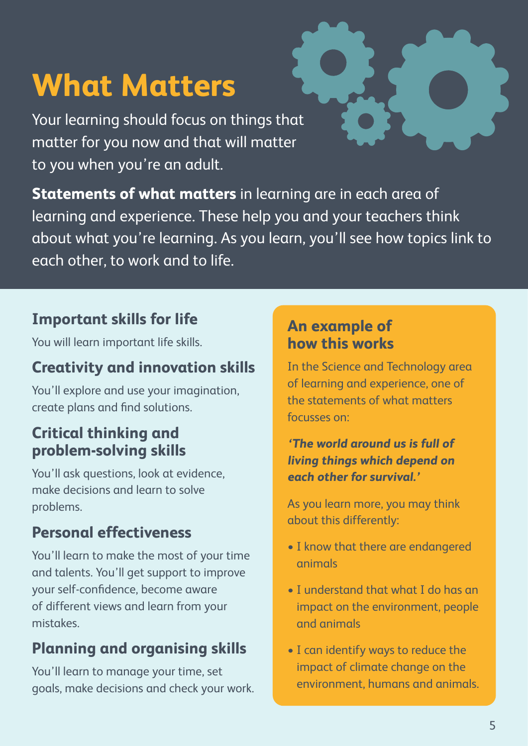# What Matters

Your learning should focus on things that matter for you now and that will matter to you when you're an adult.

**Statements of what matters** in learning are in each area of learning and experience. These help you and your teachers think about what you're learning. As you learn, you'll see how topics link to each other, to work and to life.

## Important skills for life

You will learn important life skills.

### Creativity and innovation skills

You'll explore and use your imagination, create plans and find solutions.

### Critical thinking and problem-solving skills

You'll ask questions, look at evidence, make decisions and learn to solve problems.

### Personal effectiveness

You'll learn to make the most of your time and talents. You'll get support to improve your self-confidence, become aware of different views and learn from your mistakes.

### Planning and organising skills

You'll learn to manage your time, set goals, make decisions and check your work.

## An example of how this works

In the Science and Technology area of learning and experience, one of the statements of what matters focusses on:

***'The world around us is full of living things which depend on each other for survival.'***

As you learn more, you may think about this differently:

- I know that there are endangered animals
- I understand that what I do has an impact on the environment, people and animals
- I can identify ways to reduce the impact of climate change on the environment, humans and animals.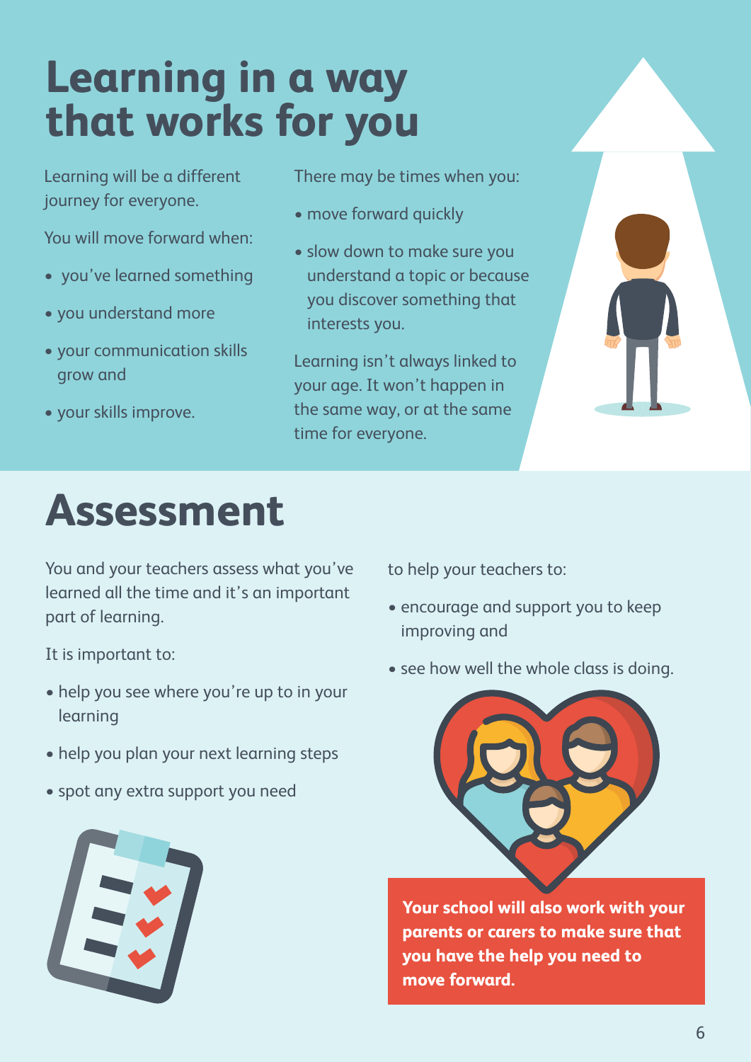# Learning in a way that works for you

Learning will be a different journey for everyone.

You will move forward when:

- you've learned something
- you understand more
- your communication skills grow and
- your skills improve.

There may be times when you:

- move forward quickly
- slow down to make sure you understand a topic or because you discover something that interests you.

Learning isn't always linked to your age. It won't happen in the same way, or at the same time for everyone.

# Assessment

You and your teachers assess what you've learned all the time and it's an important part of learning.

It is important to:

- help you see where you're up to in your learning
- help you plan your next learning steps
- spot any extra support you need

to help your teachers to:

- encourage and support you to keep improving and
- see how well the whole class is doing.

**Your school will also work with your parents or carers to make sure that you have the help you need to move forward.**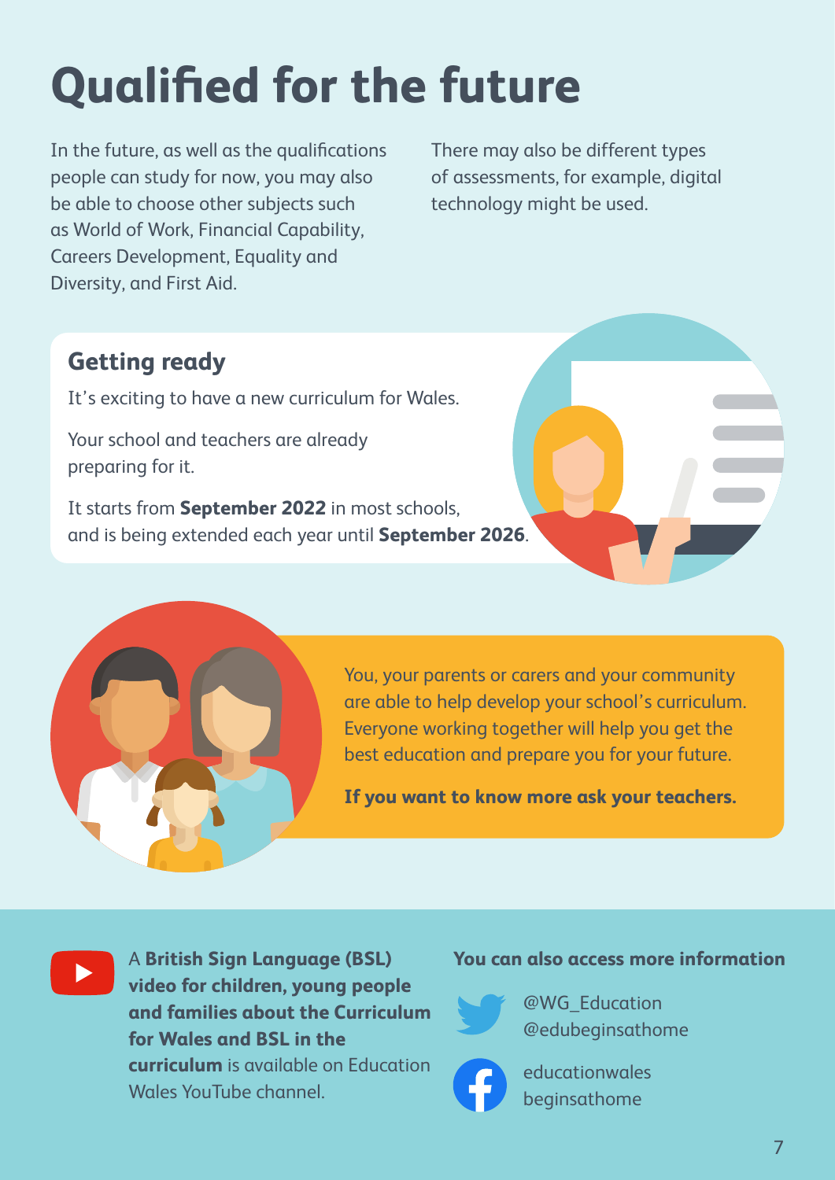# Qualified for the future

In the future, as well as the qualifications people can study for now, you may also be able to choose other subjects such as World of Work, Financial Capability, Careers Development, Equality and Diversity, and First Aid.

There may also be different types of assessments, for example, digital technology might be used.

## Getting ready

It's exciting to have a new curriculum for Wales.

Your school and teachers are already preparing for it.

It starts from **September 2022** in most schools, and is being extended each year until **September 2026**.

You, your parents or carers and your community are able to help develop your school's curriculum. Everyone working together will help you get the best education and prepare you for your future.

**If you want to know more ask your teachers.**

A **British Sign Language (BSL) video for children, young people and families about the Curriculum for Wales and BSL in the curriculum** is available on Education Wales YouTube channel.

**You can also access more information**

@WG_Education
@edubeginsathome

educationwales
beginsathome